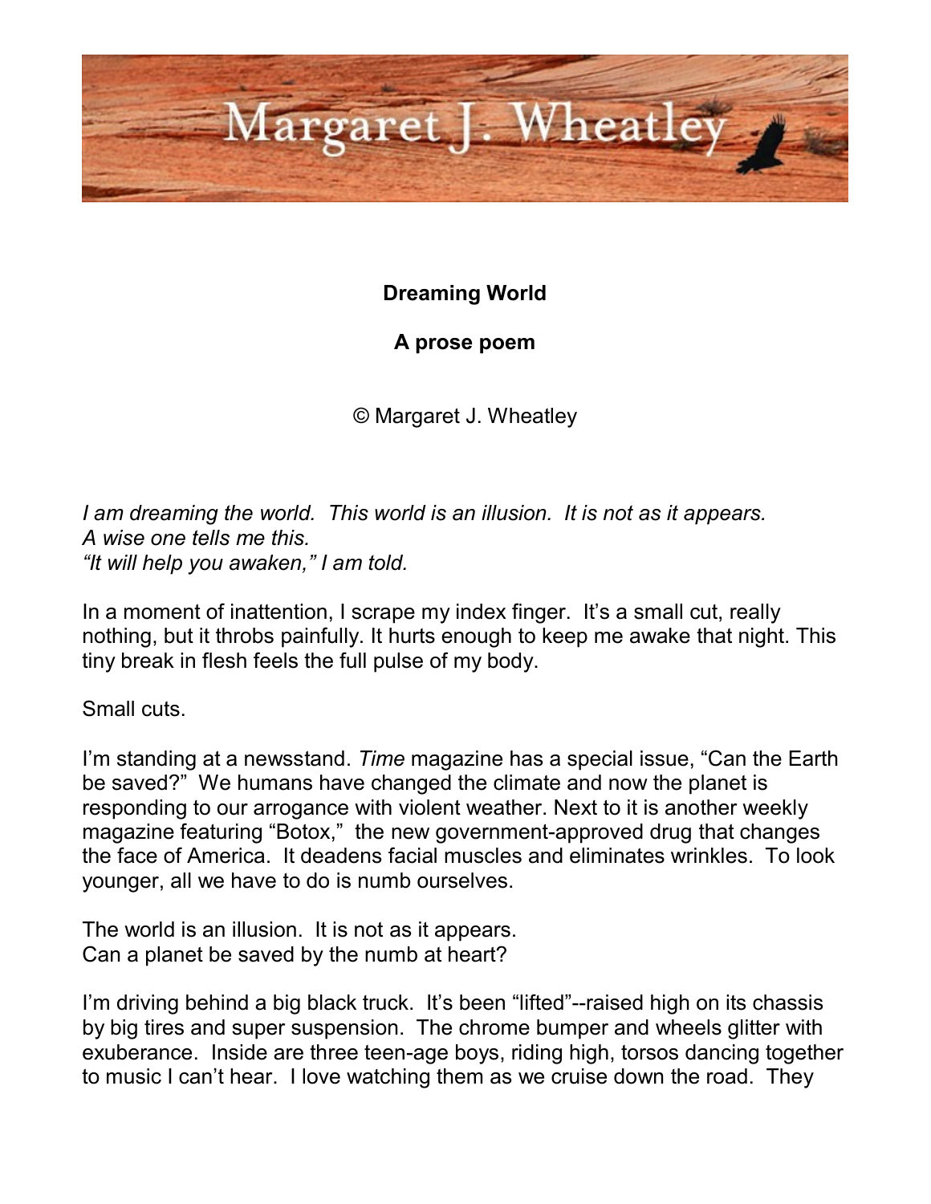Margaret J. Wheatley

# Dreaming World

## A prose poem

© Margaret J. Wheatley

*I am dreaming the world. This world is an illusion. It is not as it appears.*
*A wise one tells me this.*
*"It will help you awaken," I am told.*

In a moment of inattention, I scrape my index finger. It's a small cut, really nothing, but it throbs painfully. It hurts enough to keep me awake that night. This tiny break in flesh feels the full pulse of my body.

Small cuts.

I'm standing at a newsstand. *Time* magazine has a special issue, "Can the Earth be saved?" We humans have changed the climate and now the planet is responding to our arrogance with violent weather. Next to it is another weekly magazine featuring "Botox," the new government-approved drug that changes the face of America. It deadens facial muscles and eliminates wrinkles. To look younger, all we have to do is numb ourselves.

The world is an illusion. It is not as it appears.
Can a planet be saved by the numb at heart?

I'm driving behind a big black truck. It's been "lifted"--raised high on its chassis by big tires and super suspension. The chrome bumper and wheels glitter with exuberance. Inside are three teen-age boys, riding high, torsos dancing together to music I can't hear. I love watching them as we cruise down the road. They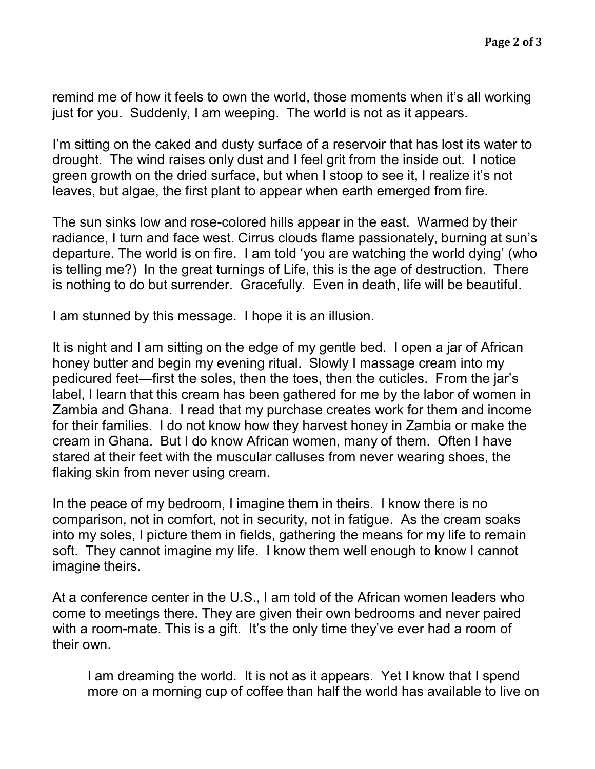remind me of how it feels to own the world, those moments when it's all working just for you. Suddenly, I am weeping. The world is not as it appears.

I'm sitting on the caked and dusty surface of a reservoir that has lost its water to drought. The wind raises only dust and I feel grit from the inside out. I notice green growth on the dried surface, but when I stoop to see it, I realize it's not leaves, but algae, the first plant to appear when earth emerged from fire.

The sun sinks low and rose-colored hills appear in the east. Warmed by their radiance, I turn and face west. Cirrus clouds flame passionately, burning at sun's departure. The world is on fire. I am told 'you are watching the world dying' (who is telling me?) In the great turnings of Life, this is the age of destruction. There is nothing to do but surrender. Gracefully. Even in death, life will be beautiful.

I am stunned by this message. I hope it is an illusion.

It is night and I am sitting on the edge of my gentle bed. I open a jar of African honey butter and begin my evening ritual. Slowly I massage cream into my pedicured feet—first the soles, then the toes, then the cuticles. From the jar's label, I learn that this cream has been gathered for me by the labor of women in Zambia and Ghana. I read that my purchase creates work for them and income for their families. I do not know how they harvest honey in Zambia or make the cream in Ghana. But I do know African women, many of them. Often I have stared at their feet with the muscular calluses from never wearing shoes, the flaking skin from never using cream.

In the peace of my bedroom, I imagine them in theirs. I know there is no comparison, not in comfort, not in security, not in fatigue. As the cream soaks into my soles, I picture them in fields, gathering the means for my life to remain soft. They cannot imagine my life. I know them well enough to know I cannot imagine theirs.

At a conference center in the U.S., I am told of the African women leaders who come to meetings there. They are given their own bedrooms and never paired with a room-mate. This is a gift. It's the only time they've ever had a room of their own.

> I am dreaming the world. It is not as it appears. Yet I know that I spend more on a morning cup of coffee than half the world has available to live on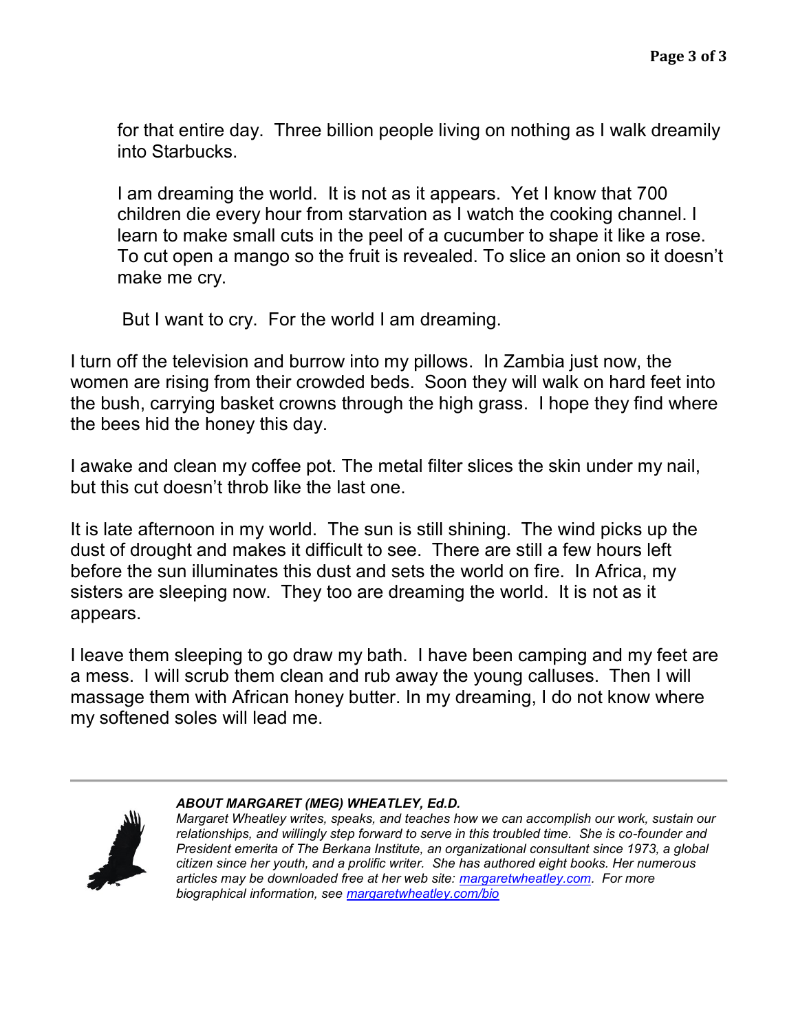for that entire day. Three billion people living on nothing as I walk dreamily into Starbucks.

I am dreaming the world. It is not as it appears. Yet I know that 700 children die every hour from starvation as I watch the cooking channel. I learn to make small cuts in the peel of a cucumber to shape it like a rose. To cut open a mango so the fruit is revealed. To slice an onion so it doesn't make me cry.

But I want to cry. For the world I am dreaming.

I turn off the television and burrow into my pillows. In Zambia just now, the women are rising from their crowded beds. Soon they will walk on hard feet into the bush, carrying basket crowns through the high grass. I hope they find where the bees hid the honey this day.

I awake and clean my coffee pot. The metal filter slices the skin under my nail, but this cut doesn't throb like the last one.

It is late afternoon in my world. The sun is still shining. The wind picks up the dust of drought and makes it difficult to see. There are still a few hours left before the sun illuminates this dust and sets the world on fire. In Africa, my sisters are sleeping now. They too are dreaming the world. It is not as it appears.

I leave them sleeping to go draw my bath. I have been camping and my feet are a mess. I will scrub them clean and rub away the young calluses. Then I will massage them with African honey butter. In my dreaming, I do not know where my softened soles will lead me.

---

***ABOUT MARGARET (MEG) WHEATLEY, Ed.D.***

*Margaret Wheatley writes, speaks, and teaches how we can accomplish our work, sustain our relationships, and willingly step forward to serve in this troubled time. She is co-founder and President emerita of The Berkana Institute, an organizational consultant since 1973, a global citizen since her youth, and a prolific writer. She has authored eight books. Her numerous articles may be downloaded free at her web site: [margaretwheatley.com](margaretwheatley.com). For more biographical information, see [margaretwheatley.com/bio](margaretwheatley.com/bio)*